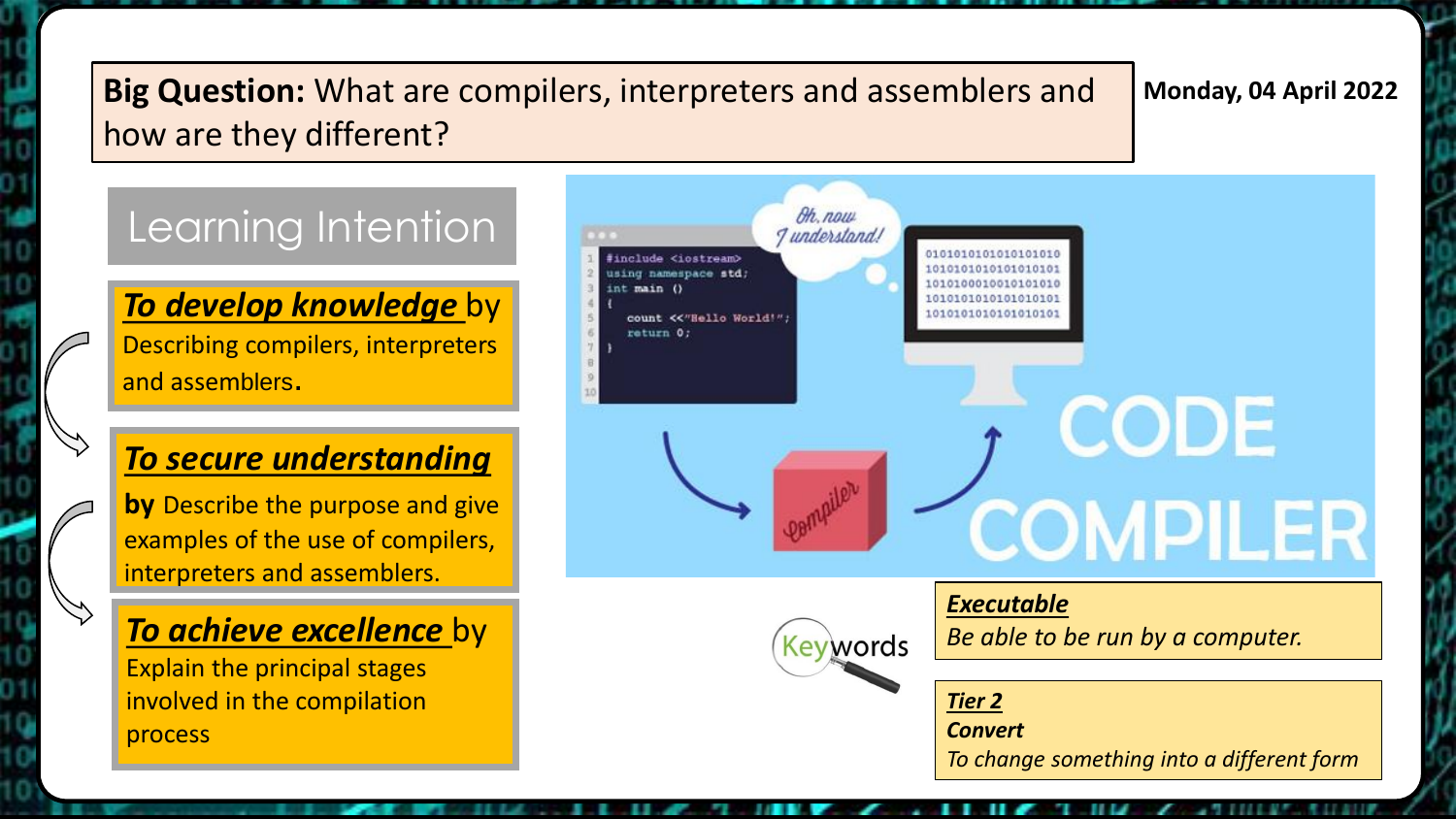**Big Question:** What are compilers, interpreters and assemblers and how are they different?

**Monday, 04 April 2022**

## Learning Intention

***To develop knowledge*** by Describing compilers, interpreters and assemblers.

***To secure understanding*** **by** Describe the purpose and give examples of the use of compilers, interpreters and assemblers.

***To achieve excellence*** by Explain the principal stages involved in the compilation process

### Keywords

***Executable***
*Be able to be run by a computer.*

***Tier 2***
***Convert***
*To change something into a different form*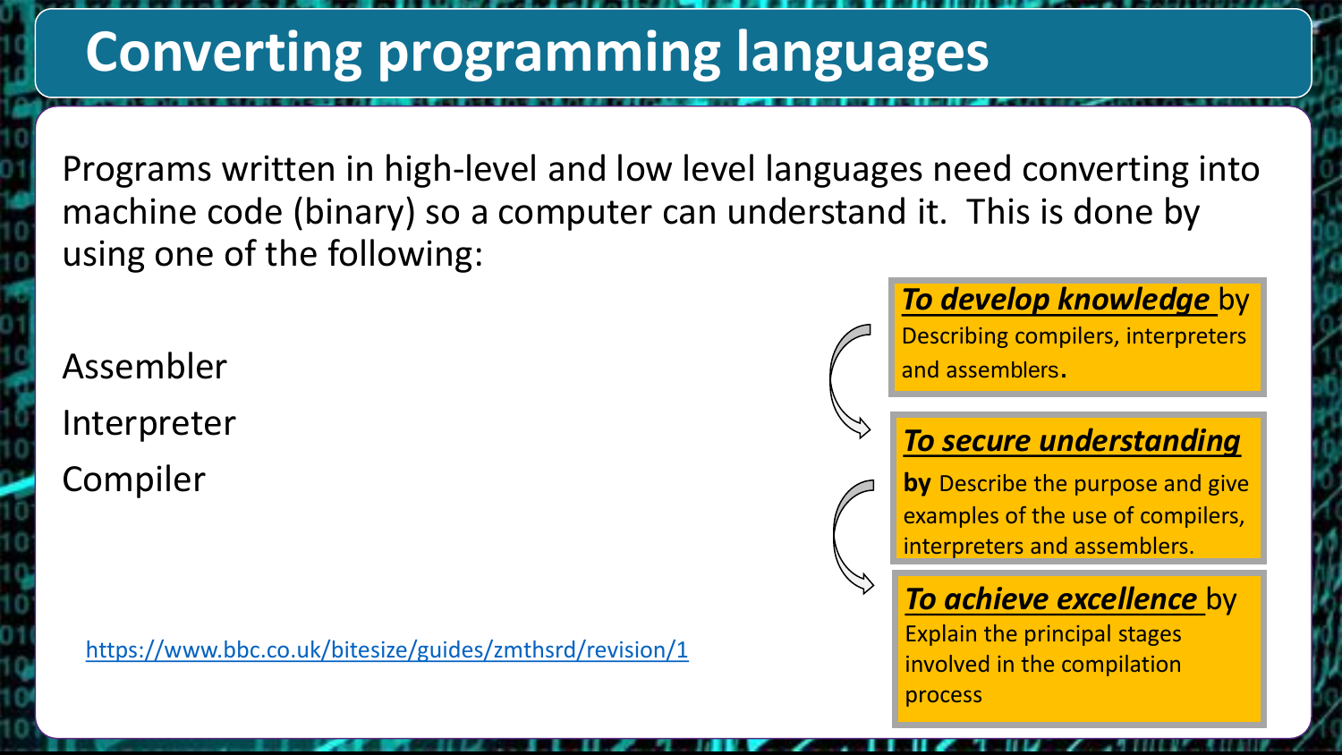# Converting programming languages

Programs written in high-level and low level languages need converting into machine code (binary) so a computer can understand it. This is done by using one of the following:

Assembler

Interpreter

Compiler

https://www.bbc.co.uk/bitesize/guides/zmthsrd/revision/1

***To develop knowledge*** by Describing compilers, interpreters and assemblers.

***To secure understanding*** **by** Describe the purpose and give examples of the use of compilers, interpreters and assemblers.

***To achieve excellence*** by Explain the principal stages involved in the compilation process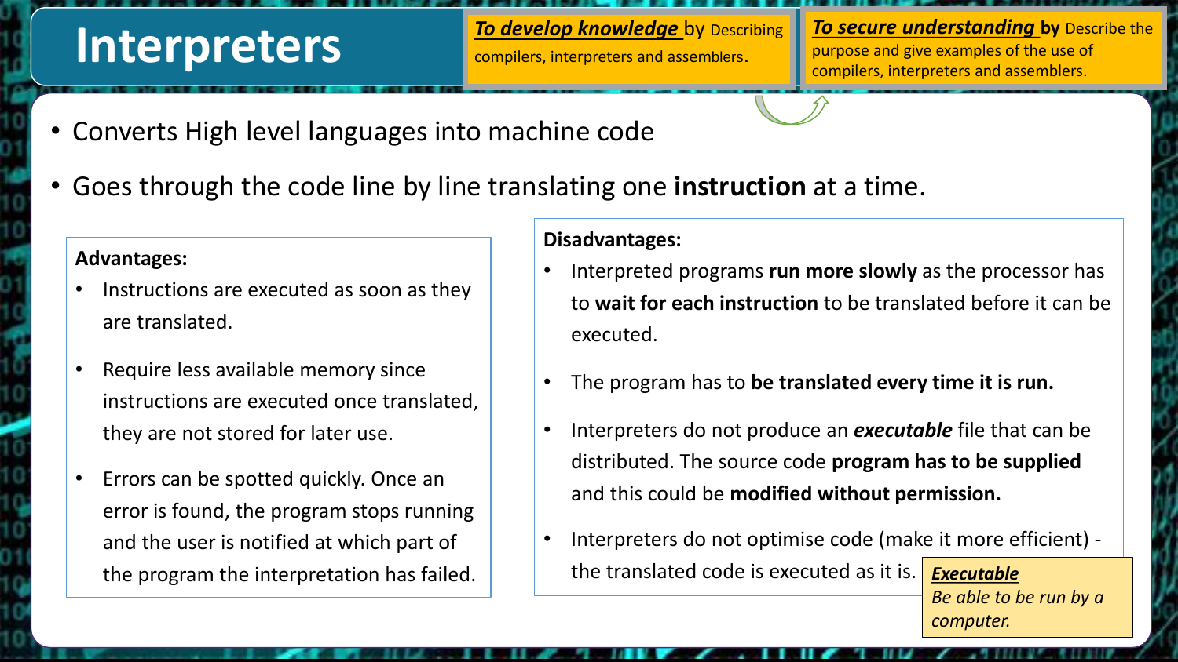# Interpreters

***To develop knowledge*** by Describing compilers, interpreters and assemblers.

***To secure understanding*** **by** Describe the purpose and give examples of the use of compilers, interpreters and assemblers.

- Converts High level languages into machine code
- Goes through the code line by line translating one **instruction** at a time.

**Advantages:**

- Instructions are executed as soon as they are translated.
- Require less available memory since instructions are executed once translated, they are not stored for later use.
- Errors can be spotted quickly. Once an error is found, the program stops running and the user is notified at which part of the program the interpretation has failed.

**Disadvantages:**

- Interpreted programs **run more slowly** as the processor has to **wait for each instruction** to be translated before it can be executed.
- The program has to **be translated every time it is run.**
- Interpreters do not produce an ***executable*** file that can be distributed. The source code **program has to be supplied** and this could be **modified without permission.**
- Interpreters do not optimise code (make it more efficient) - the translated code is executed as it is.

***Executable***
*Be able to be run by a computer.*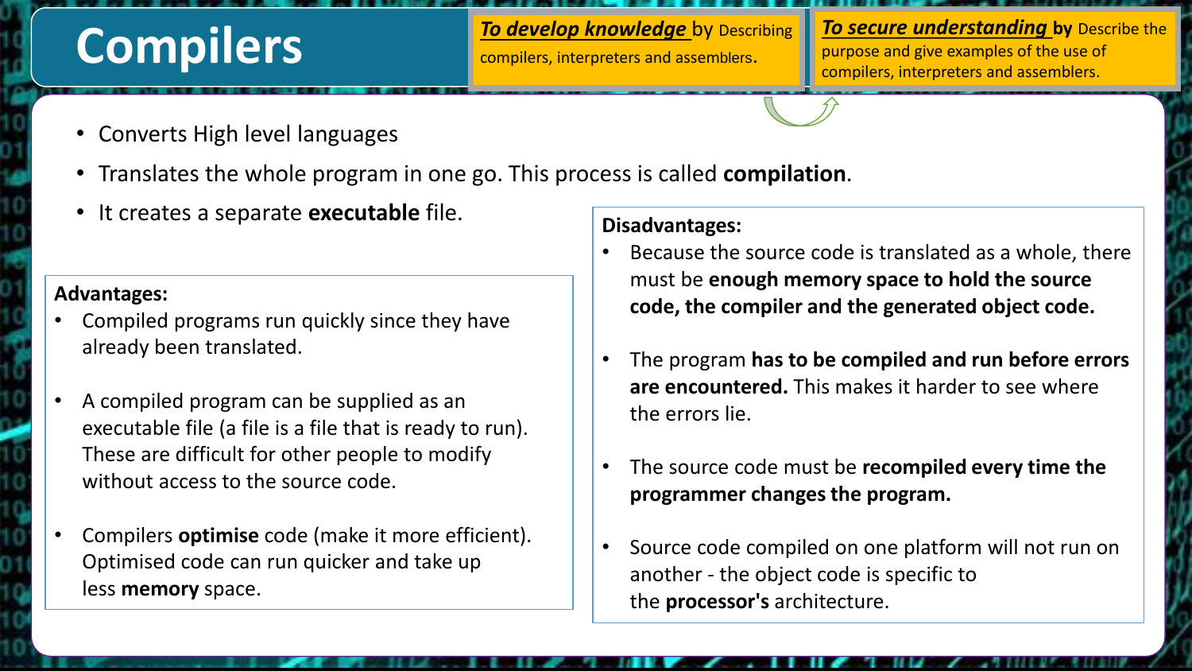# Compilers

***To develop knowledge*** **by** Describing compilers, interpreters and assemblers.

***To secure understanding*** **by** Describe the purpose and give examples of the use of compilers, interpreters and assemblers.

- Converts High level languages
- Translates the whole program in one go. This process is called **compilation**.
- It creates a separate **executable** file.

**Advantages:**

- Compiled programs run quickly since they have already been translated.
- A compiled program can be supplied as an executable file (a file is a file that is ready to run). These are difficult for other people to modify without access to the source code.
- Compilers **optimise** code (make it more efficient). Optimised code can run quicker and take up less **memory** space.

**Disadvantages:**

- Because the source code is translated as a whole, there must be **enough memory space to hold the source code, the compiler and the generated object code.**
- The program **has to be compiled and run before errors are encountered.** This makes it harder to see where the errors lie.
- The source code must be **recompiled every time the programmer changes the program.**
- Source code compiled on one platform will not run on another - the object code is specific to the **processor's** architecture.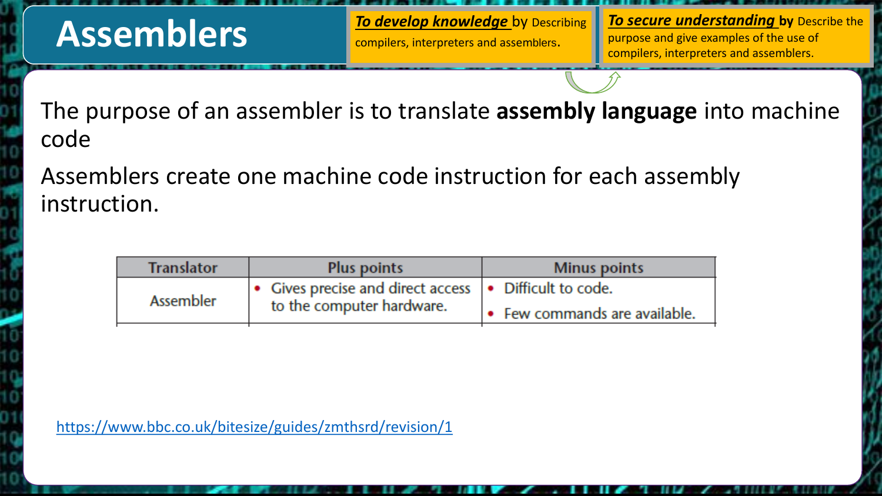# Assemblers

***To develop knowledge*** by Describing compilers, interpreters and assemblers.

***To secure understanding*** **by** Describe the purpose and give examples of the use of compilers, interpreters and assemblers.

The purpose of an assembler is to translate **assembly language** into machine code

Assemblers create one machine code instruction for each assembly instruction.

| Translator | Plus points | Minus points |
| --- | --- | --- |
| Assembler | • Gives precise and direct access to the computer hardware. | • Difficult to code.<br>• Few commands are available. |

https://www.bbc.co.uk/bitesize/guides/zmthsrd/revision/1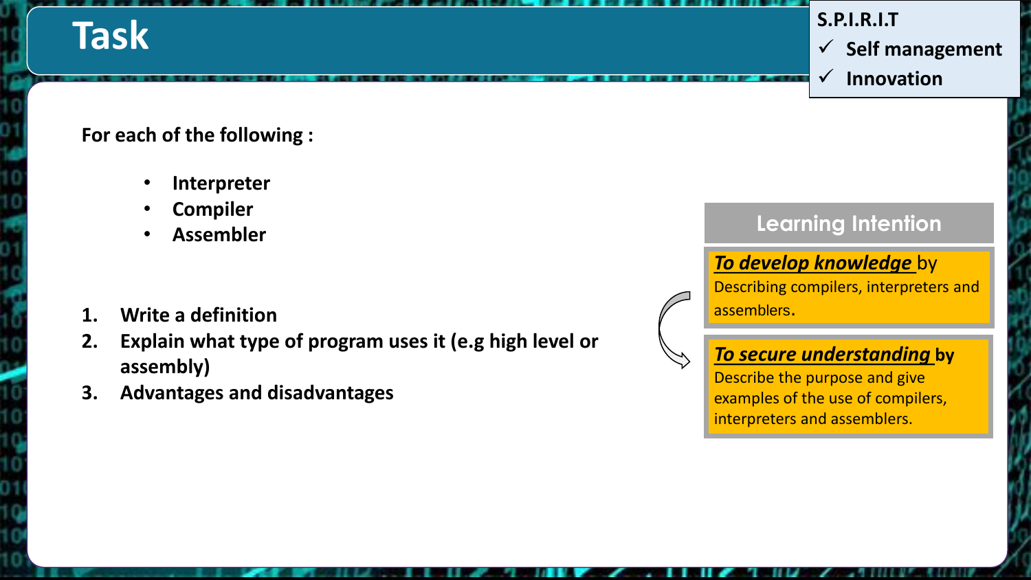# Task

**S.P.I.R.I.T**

- ✓ **Self management**
- ✓ **Innovation**

**For each of the following :**

- **Interpreter**
- **Compiler**
- **Assembler**

1. **Write a definition**
2. **Explain what type of program uses it (e.g high level or assembly)**
3. **Advantages and disadvantages**

## Learning Intention

***To develop knowledge*** by Describing compilers, interpreters and assemblers.

***To secure understanding*** **by** Describe the purpose and give examples of the use of compilers, interpreters and assemblers.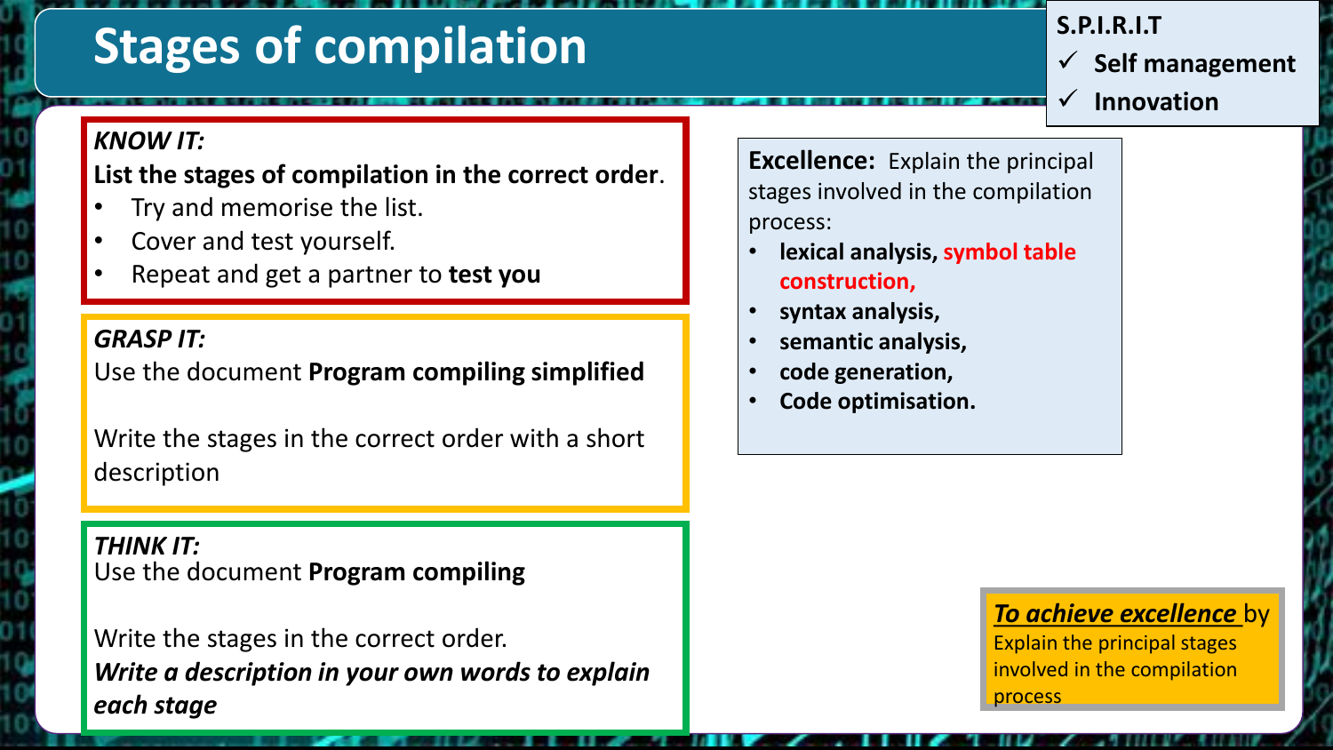# Stages of compilation

**S.P.I.R.I.T**

- ✓ **Self management**
- ✓ **Innovation**

***KNOW IT:***

**List the stages of compilation in the correct order**.

- Try and memorise the list.
- Cover and test yourself.
- Repeat and get a partner to **test you**

***GRASP IT:***

Use the document **Program compiling simplified**

Write the stages in the correct order with a short description

***THINK IT:***

Use the document **Program compiling**

Write the stages in the correct order.

***Write a description in your own words to explain each stage***

**Excellence:** Explain the principal stages involved in the compilation process:

- **lexical analysis, symbol table construction,**
- **syntax analysis,**
- **semantic analysis,**
- **code generation,**
- **Code optimisation.**

***To achieve excellence*** by Explain the principal stages involved in the compilation process